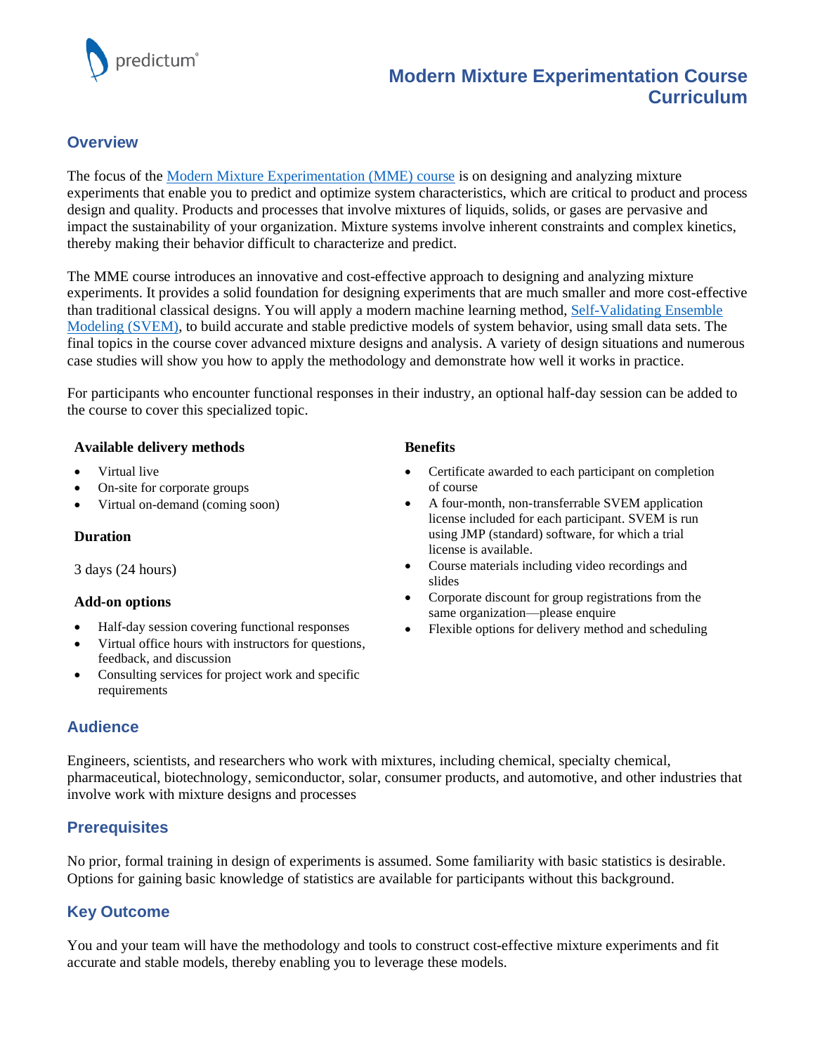# Modern Mixture Experimentation Course Curriculum

## Overview

The focus of the [Modern Mixture Experimentation (MME) course](#) is on designing and analyzing mixture experiments that enable you to predict and optimize system characteristics, which are critical to product and process design and quality. Products and processes that involve mixtures of liquids, solids, or gases are pervasive and impact the sustainability of your organization. Mixture systems involve inherent constraints and complex kinetics, thereby making their behavior difficult to characterize and predict.

The MME course introduces an innovative and cost-effective approach to designing and analyzing mixture experiments. It provides a solid foundation for designing experiments that are much smaller and more cost-effective than traditional classical designs. You will apply a modern machine learning method, [Self-Validating Ensemble Modeling (SVEM)](#), to build accurate and stable predictive models of system behavior, using small data sets. The final topics in the course cover advanced mixture designs and analysis. A variety of design situations and numerous case studies will show you how to apply the methodology and demonstrate how well it works in practice.

For participants who encounter functional responses in their industry, an optional half-day session can be added to the course to cover this specialized topic.

**Available delivery methods**

- Virtual live
- On-site for corporate groups
- Virtual on-demand (coming soon)

**Duration**

3 days (24 hours)

**Add-on options**

- Half-day session covering functional responses
- Virtual office hours with instructors for questions, feedback, and discussion
- Consulting services for project work and specific requirements

**Benefits**

- Certificate awarded to each participant on completion of course
- A four-month, non-transferrable SVEM application license included for each participant. SVEM is run using JMP (standard) software, for which a trial license is available.
- Course materials including video recordings and slides
- Corporate discount for group registrations from the same organization—please enquire
- Flexible options for delivery method and scheduling

## Audience

Engineers, scientists, and researchers who work with mixtures, including chemical, specialty chemical, pharmaceutical, biotechnology, semiconductor, solar, consumer products, and automotive, and other industries that involve work with mixture designs and processes

## Prerequisites

No prior, formal training in design of experiments is assumed. Some familiarity with basic statistics is desirable. Options for gaining basic knowledge of statistics are available for participants without this background.

## Key Outcome

You and your team will have the methodology and tools to construct cost-effective mixture experiments and fit accurate and stable models, thereby enabling you to leverage these models.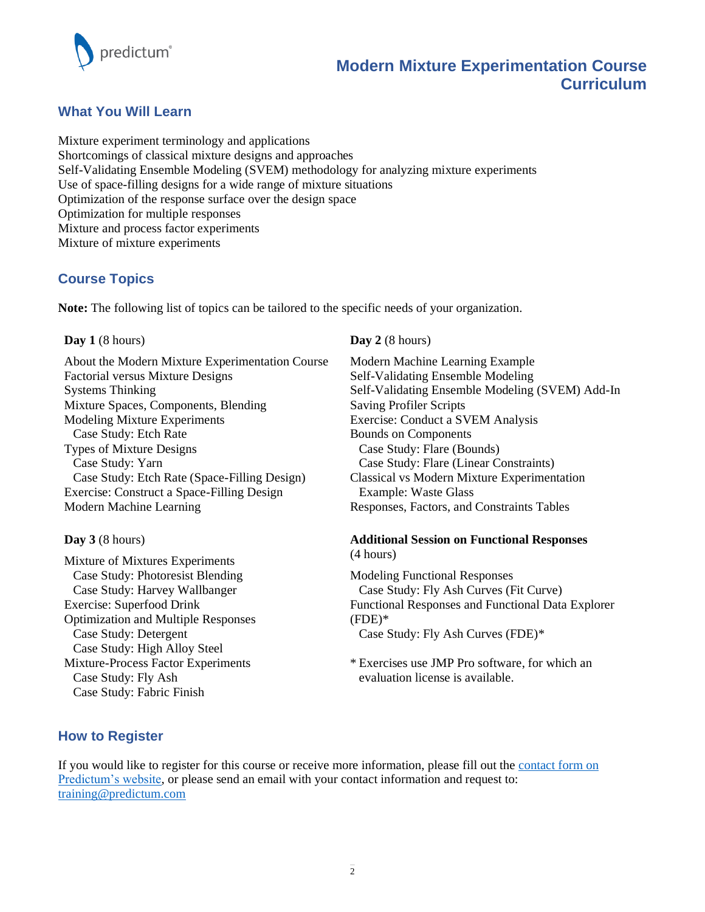# Modern Mixture Experimentation Course Curriculum

## What You Will Learn

Mixture experiment terminology and applications
Shortcomings of classical mixture designs and approaches
Self-Validating Ensemble Modeling (SVEM) methodology for analyzing mixture experiments
Use of space-filling designs for a wide range of mixture situations
Optimization of the response surface over the design space
Optimization for multiple responses
Mixture and process factor experiments
Mixture of mixture experiments

## Course Topics

**Note:** The following list of topics can be tailored to the specific needs of your organization.

**Day 1** (8 hours)

About the Modern Mixture Experimentation Course
Factorial versus Mixture Designs
Systems Thinking
Mixture Spaces, Components, Blending
Modeling Mixture Experiments
- Case Study: Etch Rate

Types of Mixture Designs
- Case Study: Yarn
- Case Study: Etch Rate (Space-Filling Design)

Exercise: Construct a Space-Filling Design
Modern Machine Learning

**Day 2** (8 hours)

Modern Machine Learning Example
Self-Validating Ensemble Modeling
Self-Validating Ensemble Modeling (SVEM) Add-In
Saving Profiler Scripts
Exercise: Conduct a SVEM Analysis
Bounds on Components
- Case Study: Flare (Bounds)
- Case Study: Flare (Linear Constraints)

Classical vs Modern Mixture Experimentation
- Example: Waste Glass

Responses, Factors, and Constraints Tables

**Day 3** (8 hours)

Mixture of Mixtures Experiments
- Case Study: Photoresist Blending
- Case Study: Harvey Wallbanger

Exercise: Superfood Drink
Optimization and Multiple Responses
- Case Study: Detergent
- Case Study: High Alloy Steel

Mixture-Process Factor Experiments
- Case Study: Fly Ash
- Case Study: Fabric Finish

**Additional Session on Functional Responses** (4 hours)

Modeling Functional Responses
- Case Study: Fly Ash Curves (Fit Curve)

Functional Responses and Functional Data Explorer (FDE)*
- Case Study: Fly Ash Curves (FDE)*

* Exercises use JMP Pro software, for which an evaluation license is available.

## How to Register

If you would like to register for this course or receive more information, please fill out the contact form on Predictum's website, or please send an email with your contact information and request to: training@predictum.com